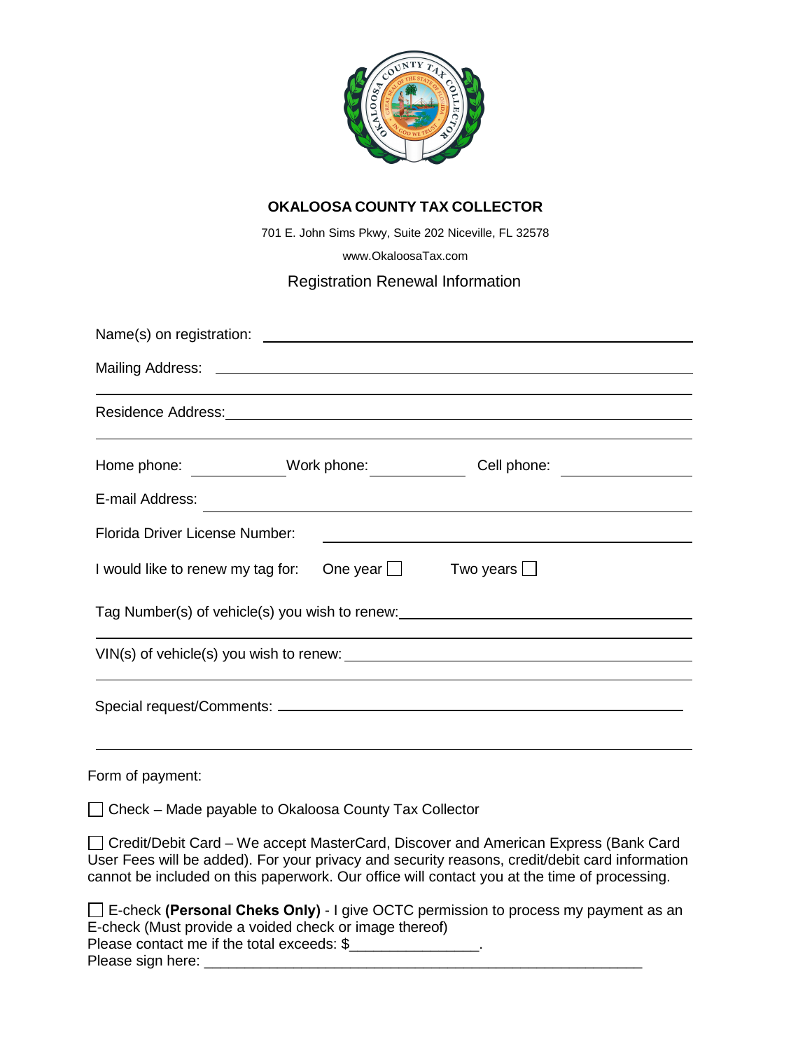# OKALOOSA COUNTY TAX COLLECTOR

701 E. John Sims Pkwy, Suite 202 Niceville, FL 32578

www.OkaloosaTax.com

## Registration Renewal Information

Name(s) on registration: ________________________________________

Mailing Address: ________________________________________

________________________________________

Residence Address: ________________________________________

________________________________________

Home phone: ____________ Work phone: ____________ Cell phone: ____________

E-mail Address: ________________________________________

Florida Driver License Number: ________________________________________

I would like to renew my tag for: One year ☐ Two years ☐

Tag Number(s) of vehicle(s) you wish to renew: ________________________________________

________________________________________

VIN(s) of vehicle(s) you wish to renew: ________________________________________

________________________________________

Special request/Comments: ________________________________________

________________________________________

Form of payment:

☐ Check – Made payable to Okaloosa County Tax Collector

☐ Credit/Debit Card – We accept MasterCard, Discover and American Express (Bank Card User Fees will be added). For your privacy and security reasons, credit/debit card information cannot be included on this paperwork. Our office will contact you at the time of processing.

☐ E-check **(Personal Cheks Only)** - I give OCTC permission to process my payment as an E-check (Must provide a voided check or image thereof)
Please contact me if the total exceeds: $________________.
Please sign here: ________________________________________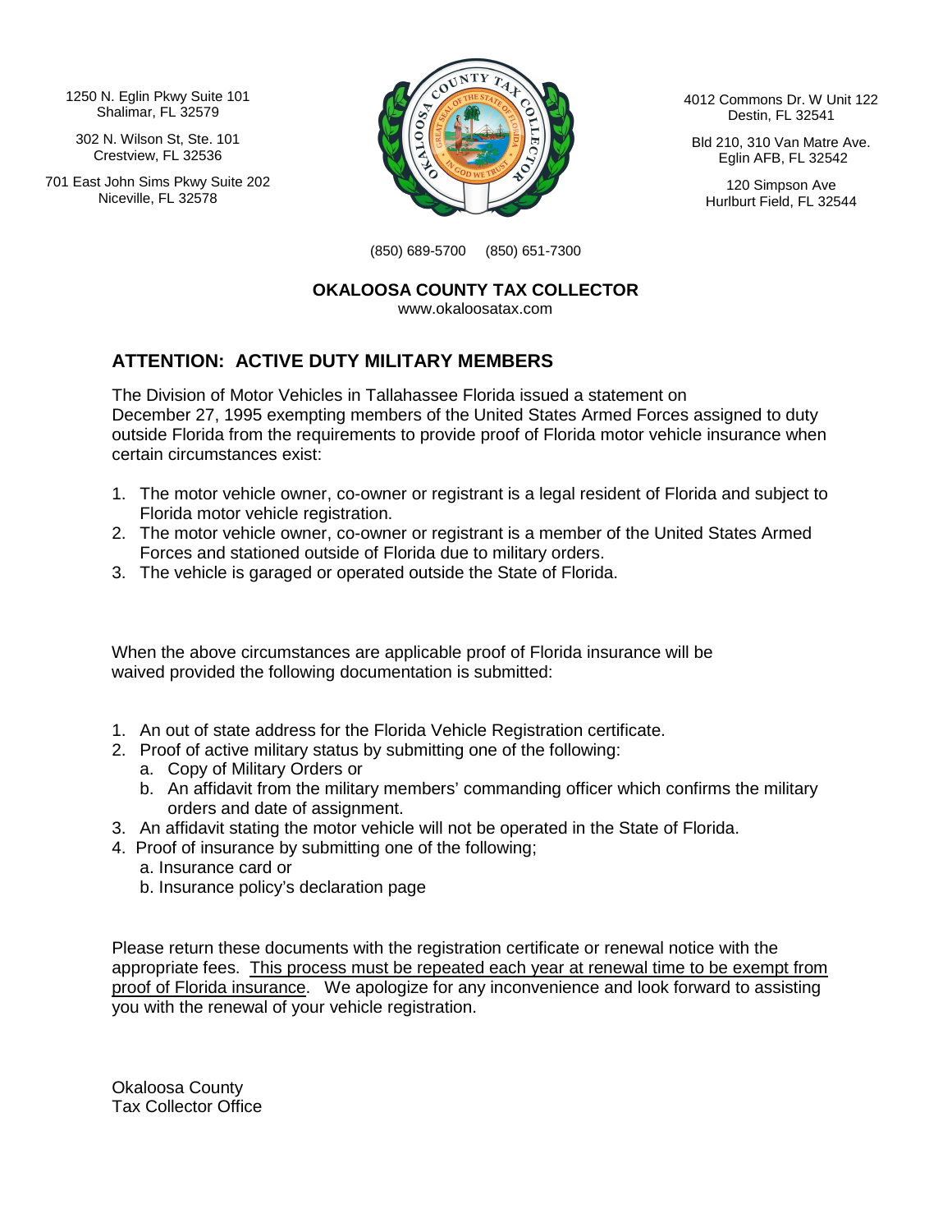1250 N. Eglin Pkwy Suite 101
Shalimar, FL 32579

302 N. Wilson St, Ste. 101
Crestview, FL 32536

701 East John Sims Pkwy Suite 202
Niceville, FL 32578

4012 Commons Dr. W Unit 122
Destin, FL 32541

Bld 210, 310 Van Matre Ave.
Eglin AFB, FL 32542

120 Simpson Ave
Hurlburt Field, FL 32544

(850) 689-5700 (850) 651-7300

**OKALOOSA COUNTY TAX COLLECTOR**
www.okaloosatax.com

## ATTENTION: ACTIVE DUTY MILITARY MEMBERS

The Division of Motor Vehicles in Tallahassee Florida issued a statement on December 27, 1995 exempting members of the United States Armed Forces assigned to duty outside Florida from the requirements to provide proof of Florida motor vehicle insurance when certain circumstances exist:

1. The motor vehicle owner, co-owner or registrant is a legal resident of Florida and subject to Florida motor vehicle registration.
2. The motor vehicle owner, co-owner or registrant is a member of the United States Armed Forces and stationed outside of Florida due to military orders.
3. The vehicle is garaged or operated outside the State of Florida.

When the above circumstances are applicable proof of Florida insurance will be waived provided the following documentation is submitted:

1. An out of state address for the Florida Vehicle Registration certificate.
2. Proof of active military status by submitting one of the following:
   a. Copy of Military Orders or
   b. An affidavit from the military members' commanding officer which confirms the military orders and date of assignment.
3. An affidavit stating the motor vehicle will not be operated in the State of Florida.
4. Proof of insurance by submitting one of the following;
   a. Insurance card or
   b. Insurance policy's declaration page

Please return these documents with the registration certificate or renewal notice with the appropriate fees. <u>This process must be repeated each year at renewal time to be exempt from proof of Florida insurance</u>. We apologize for any inconvenience and look forward to assisting you with the renewal of your vehicle registration.

Okaloosa County
Tax Collector Office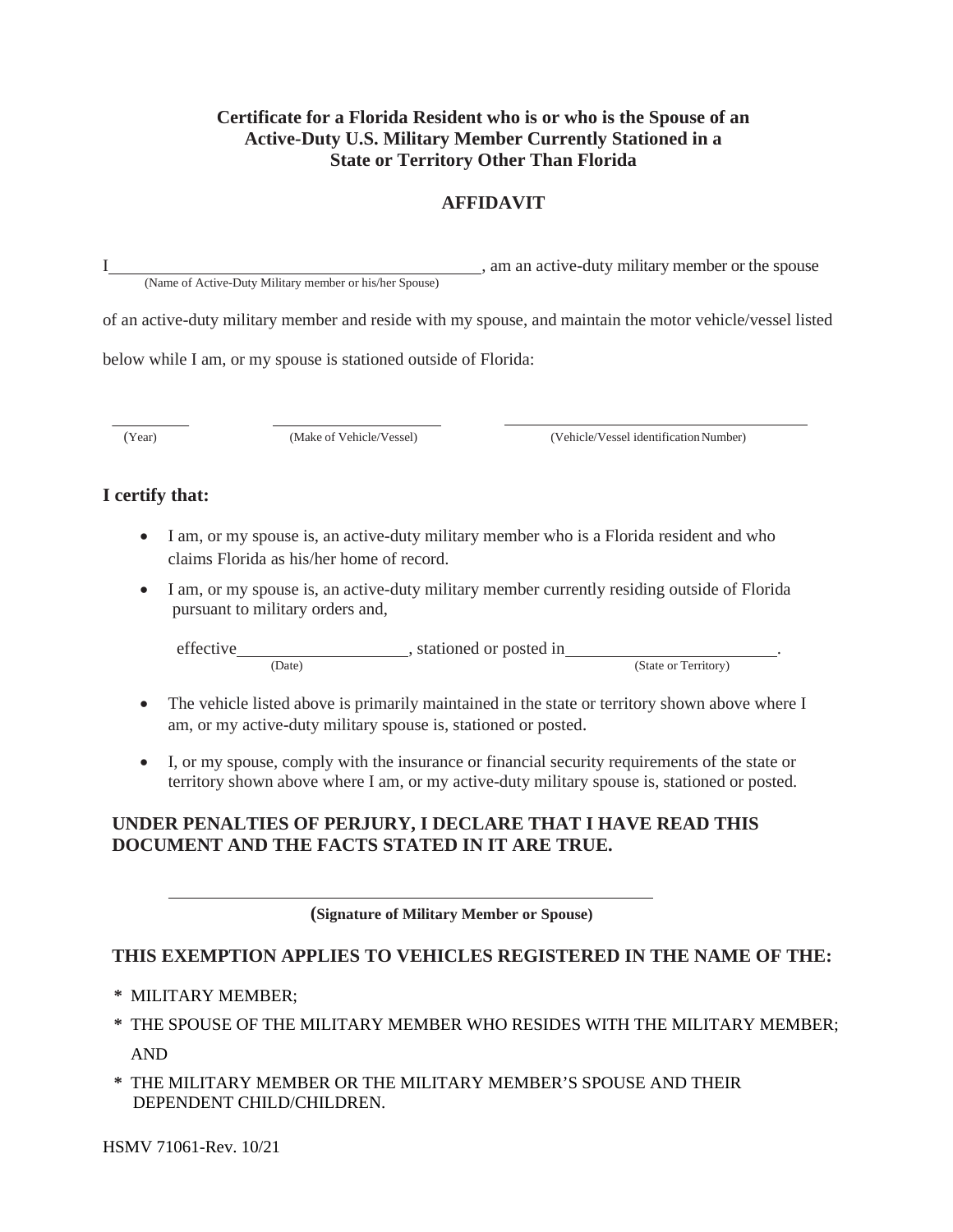## Certificate for a Florida Resident who is or who is the Spouse of an Active-Duty U.S. Military Member Currently Stationed in a State or Territory Other Than Florida

## AFFIDAVIT

I \_\_\_\_\_\_\_\_\_\_\_\_\_\_\_\_\_\_\_\_\_\_\_\_\_\_\_\_\_\_\_\_\_\_\_\_\_\_\_\_, am an active-duty military member or the spouse
(Name of Active-Duty Military member or his/her Spouse)

of an active-duty military member and reside with my spouse, and maintain the motor vehicle/vessel listed below while I am, or my spouse is stationed outside of Florida:

\_\_\_\_\_\_\_\_\_\_ \_\_\_\_\_\_\_\_\_\_\_\_\_\_\_\_\_\_\_\_ \_\_\_\_\_\_\_\_\_\_\_\_\_\_\_\_\_\_\_\_\_\_\_\_\_\_\_\_\_\_\_\_\_\_\_\_
(Year) (Make of Vehicle/Vessel) (Vehicle/Vessel identification Number)

### I certify that:

- I am, or my spouse is, an active-duty military member who is a Florida resident and who claims Florida as his/her home of record.
- I am, or my spouse is, an active-duty military member currently residing outside of Florida pursuant to military orders and,

  effective \_\_\_\_\_\_\_\_\_\_\_\_\_\_\_\_\_\_\_\_, stationed or posted in \_\_\_\_\_\_\_\_\_\_\_\_\_\_\_\_\_\_\_\_\_\_\_\_\_.
  (Date) (State or Territory)

- The vehicle listed above is primarily maintained in the state or territory shown above where I am, or my active-duty military spouse is, stationed or posted.
- I, or my spouse, comply with the insurance or financial security requirements of the state or territory shown above where I am, or my active-duty military spouse is, stationed or posted.

**UNDER PENALTIES OF PERJURY, I DECLARE THAT I HAVE READ THIS DOCUMENT AND THE FACTS STATED IN IT ARE TRUE.**

\_\_\_\_\_\_\_\_\_\_\_\_\_\_\_\_\_\_\_\_\_\_\_\_\_\_\_\_\_\_\_\_\_\_\_\_\_\_\_\_\_\_\_\_\_\_\_\_
**(Signature of Military Member or Spouse)**

### THIS EXEMPTION APPLIES TO VEHICLES REGISTERED IN THE NAME OF THE:

- MILITARY MEMBER;
- THE SPOUSE OF THE MILITARY MEMBER WHO RESIDES WITH THE MILITARY MEMBER; AND
- THE MILITARY MEMBER OR THE MILITARY MEMBER'S SPOUSE AND THEIR DEPENDENT CHILD/CHILDREN.

HSMV 71061-Rev. 10/21